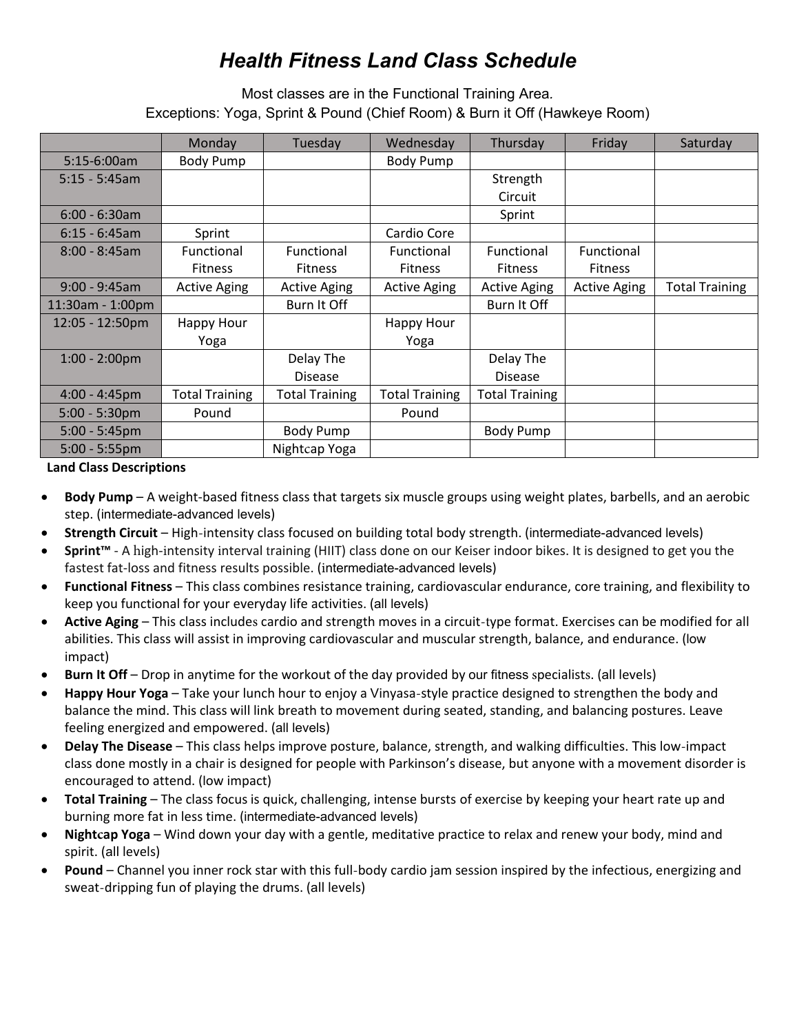# *Health Fitness Land Class Schedule*

Most classes are in the Functional Training Area.
Exceptions: Yoga, Sprint & Pound (Chief Room) & Burn it Off (Hawkeye Room)

| | Monday | Tuesday | Wednesday | Thursday | Friday | Saturday |
|---|---|---|---|---|---|---|
| 5:15-6:00am | Body Pump | | Body Pump | | | |
| 5:15 - 5:45am | | | | Strength Circuit | | |
| 6:00 - 6:30am | | | | Sprint | | |
| 6:15 - 6:45am | Sprint | | Cardio Core | | | |
| 8:00 - 8:45am | Functional Fitness | Functional Fitness | Functional Fitness | Functional Fitness | Functional Fitness | |
| 9:00 - 9:45am | Active Aging | Active Aging | Active Aging | Active Aging | Active Aging | Total Training |
| 11:30am - 1:00pm | | Burn It Off | | Burn It Off | | |
| 12:05 - 12:50pm | Happy Hour Yoga | | Happy Hour Yoga | | | |
| 1:00 - 2:00pm | | Delay The Disease | | Delay The Disease | | |
| 4:00 - 4:45pm | Total Training | Total Training | Total Training | Total Training | | |
| 5:00 - 5:30pm | Pound | | Pound | | | |
| 5:00 - 5:45pm | | Body Pump | | Body Pump | | |
| 5:00 - 5:55pm | | Nightcap Yoga | | | | |

**Land Class Descriptions**

- **Body Pump** – A weight-based fitness class that targets six muscle groups using weight plates, barbells, and an aerobic step. (intermediate-advanced levels)
- **Strength Circuit** – High-intensity class focused on building total body strength. (intermediate-advanced levels)
- **Sprint™** - A high-intensity interval training (HIIT) class done on our Keiser indoor bikes. It is designed to get you the fastest fat-loss and fitness results possible. (intermediate-advanced levels)
- **Functional Fitness** – This class combines resistance training, cardiovascular endurance, core training, and flexibility to keep you functional for your everyday life activities. (all levels)
- **Active Aging** – This class includes cardio and strength moves in a circuit-type format. Exercises can be modified for all abilities. This class will assist in improving cardiovascular and muscular strength, balance, and endurance. (low impact)
- **Burn It Off** – Drop in anytime for the workout of the day provided by our fitness specialists. (all levels)
- **Happy Hour Yoga** – Take your lunch hour to enjoy a Vinyasa-style practice designed to strengthen the body and balance the mind. This class will link breath to movement during seated, standing, and balancing postures. Leave feeling energized and empowered. (all levels)
- **Delay The Disease** – This class helps improve posture, balance, strength, and walking difficulties. This low-impact class done mostly in a chair is designed for people with Parkinson's disease, but anyone with a movement disorder is encouraged to attend. (low impact)
- **Total Training** – The class focus is quick, challenging, intense bursts of exercise by keeping your heart rate up and burning more fat in less time. (intermediate-advanced levels)
- **Nightcap Yoga** – Wind down your day with a gentle, meditative practice to relax and renew your body, mind and spirit. (all levels)
- **Pound** – Channel you inner rock star with this full-body cardio jam session inspired by the infectious, energizing and sweat-dripping fun of playing the drums. (all levels)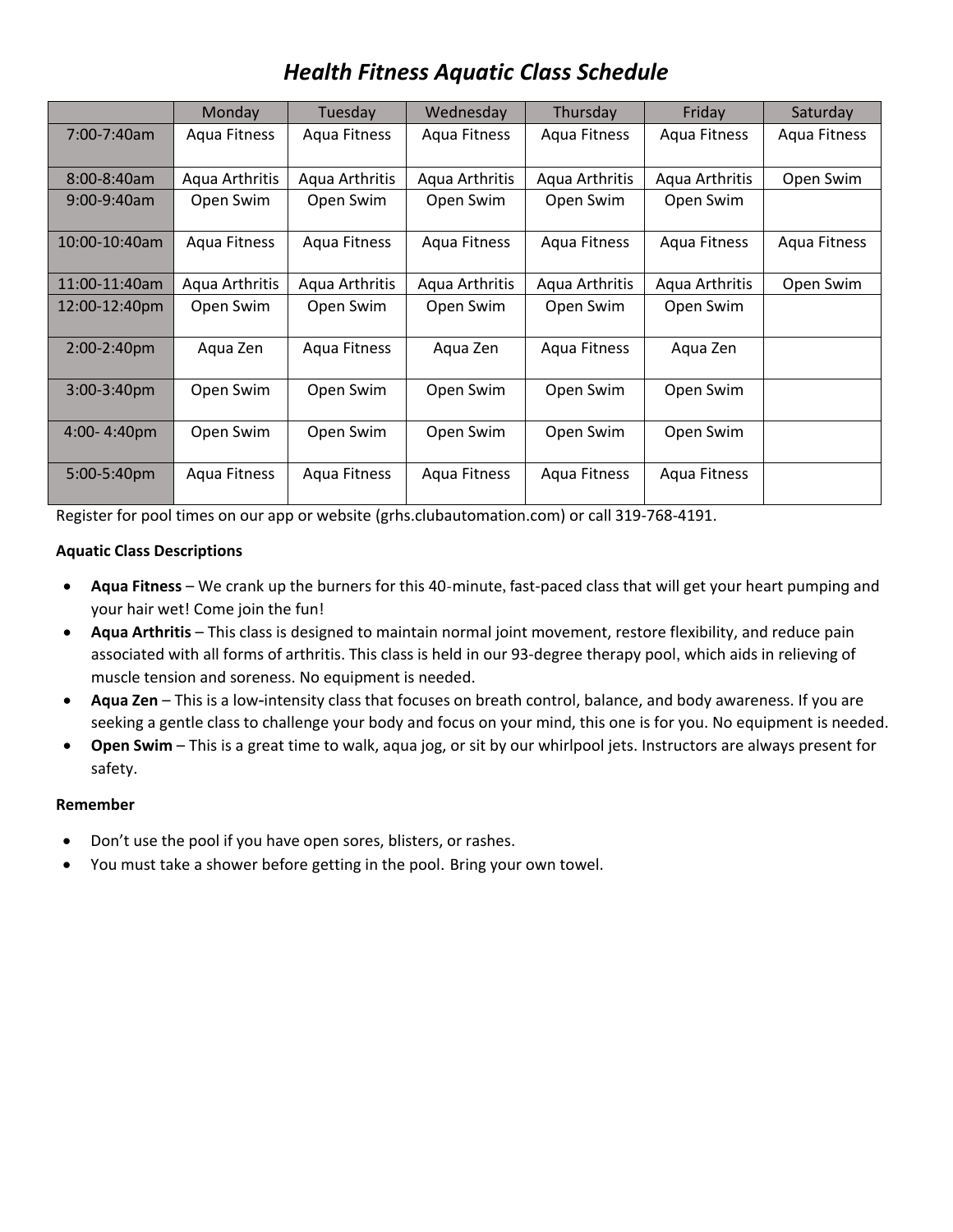# *Health Fitness Aquatic Class Schedule*

| | Monday | Tuesday | Wednesday | Thursday | Friday | Saturday |
|---|---|---|---|---|---|---|
| 7:00-7:40am | Aqua Fitness | Aqua Fitness | Aqua Fitness | Aqua Fitness | Aqua Fitness | Aqua Fitness |
| 8:00-8:40am | Aqua Arthritis | Aqua Arthritis | Aqua Arthritis | Aqua Arthritis | Aqua Arthritis | Open Swim |
| 9:00-9:40am | Open Swim | Open Swim | Open Swim | Open Swim | Open Swim | |
| 10:00-10:40am | Aqua Fitness | Aqua Fitness | Aqua Fitness | Aqua Fitness | Aqua Fitness | Aqua Fitness |
| 11:00-11:40am | Aqua Arthritis | Aqua Arthritis | Aqua Arthritis | Aqua Arthritis | Aqua Arthritis | Open Swim |
| 12:00-12:40pm | Open Swim | Open Swim | Open Swim | Open Swim | Open Swim | |
| 2:00-2:40pm | Aqua Zen | Aqua Fitness | Aqua Zen | Aqua Fitness | Aqua Zen | |
| 3:00-3:40pm | Open Swim | Open Swim | Open Swim | Open Swim | Open Swim | |
| 4:00- 4:40pm | Open Swim | Open Swim | Open Swim | Open Swim | Open Swim | |
| 5:00-5:40pm | Aqua Fitness | Aqua Fitness | Aqua Fitness | Aqua Fitness | Aqua Fitness | |

Register for pool times on our app or website (grhs.clubautomation.com) or call 319-768-4191.

**Aquatic Class Descriptions**

- **Aqua Fitness** – We crank up the burners for this 40-minute, fast-paced class that will get your heart pumping and your hair wet! Come join the fun!
- **Aqua Arthritis** – This class is designed to maintain normal joint movement, restore flexibility, and reduce pain associated with all forms of arthritis. This class is held in our 93-degree therapy pool, which aids in relieving of muscle tension and soreness. No equipment is needed.
- **Aqua Zen** – This is a low-intensity class that focuses on breath control, balance, and body awareness. If you are seeking a gentle class to challenge your body and focus on your mind, this one is for you. No equipment is needed.
- **Open Swim** – This is a great time to walk, aqua jog, or sit by our whirlpool jets. Instructors are always present for safety.

**Remember**

- Don't use the pool if you have open sores, blisters, or rashes.
- You must take a shower before getting in the pool. Bring your own towel.